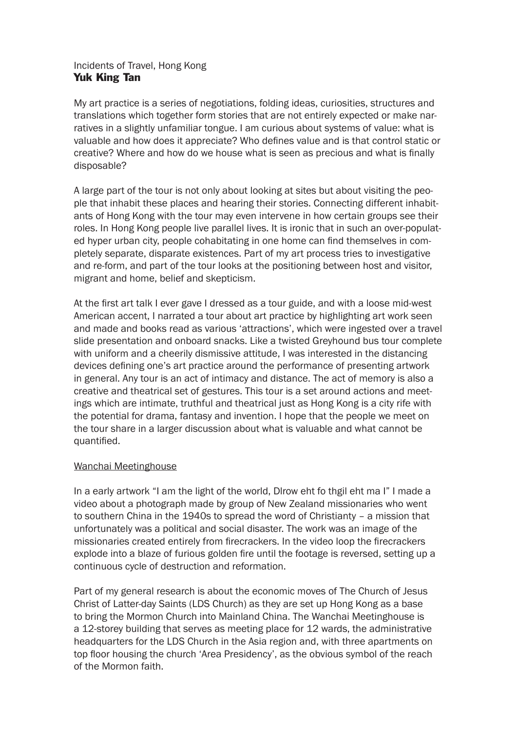Incidents of Travel, Hong Kong
**Yuk King Tan**

My art practice is a series of negotiations, folding ideas, curiosities, structures and translations which together form stories that are not entirely expected or make narratives in a slightly unfamiliar tongue. I am curious about systems of value: what is valuable and how does it appreciate? Who defines value and is that control static or creative? Where and how do we house what is seen as precious and what is finally disposable?

A large part of the tour is not only about looking at sites but about visiting the people that inhabit these places and hearing their stories. Connecting different inhabitants of Hong Kong with the tour may even intervene in how certain groups see their roles. In Hong Kong people live parallel lives. It is ironic that in such an over-populated hyper urban city, people cohabitating in one home can find themselves in completely separate, disparate existences. Part of my art process tries to investigative and re-form, and part of the tour looks at the positioning between host and visitor, migrant and home, belief and skepticism.

At the first art talk I ever gave I dressed as a tour guide, and with a loose mid-west American accent, I narrated a tour about art practice by highlighting art work seen and made and books read as various 'attractions', which were ingested over a travel slide presentation and onboard snacks. Like a twisted Greyhound bus tour complete with uniform and a cheerily dismissive attitude, I was interested in the distancing devices defining one's art practice around the performance of presenting artwork in general. Any tour is an act of intimacy and distance. The act of memory is also a creative and theatrical set of gestures. This tour is a set around actions and meetings which are intimate, truthful and theatrical just as Hong Kong is a city rife with the potential for drama, fantasy and invention. I hope that the people we meet on the tour share in a larger discussion about what is valuable and what cannot be quantified.

## Wanchai Meetinghouse

In a early artwork "I am the light of the world, Dlrow eht fo thgil eht ma I" I made a video about a photograph made by group of New Zealand missionaries who went to southern China in the 1940s to spread the word of Christianty – a mission that unfortunately was a political and social disaster. The work was an image of the missionaries created entirely from firecrackers. In the video loop the firecrackers explode into a blaze of furious golden fire until the footage is reversed, setting up a continuous cycle of destruction and reformation.

Part of my general research is about the economic moves of The Church of Jesus Christ of Latter-day Saints (LDS Church) as they are set up Hong Kong as a base to bring the Mormon Church into Mainland China. The Wanchai Meetinghouse is a 12-storey building that serves as meeting place for 12 wards, the administrative headquarters for the LDS Church in the Asia region and, with three apartments on top floor housing the church 'Area Presidency', as the obvious symbol of the reach of the Mormon faith.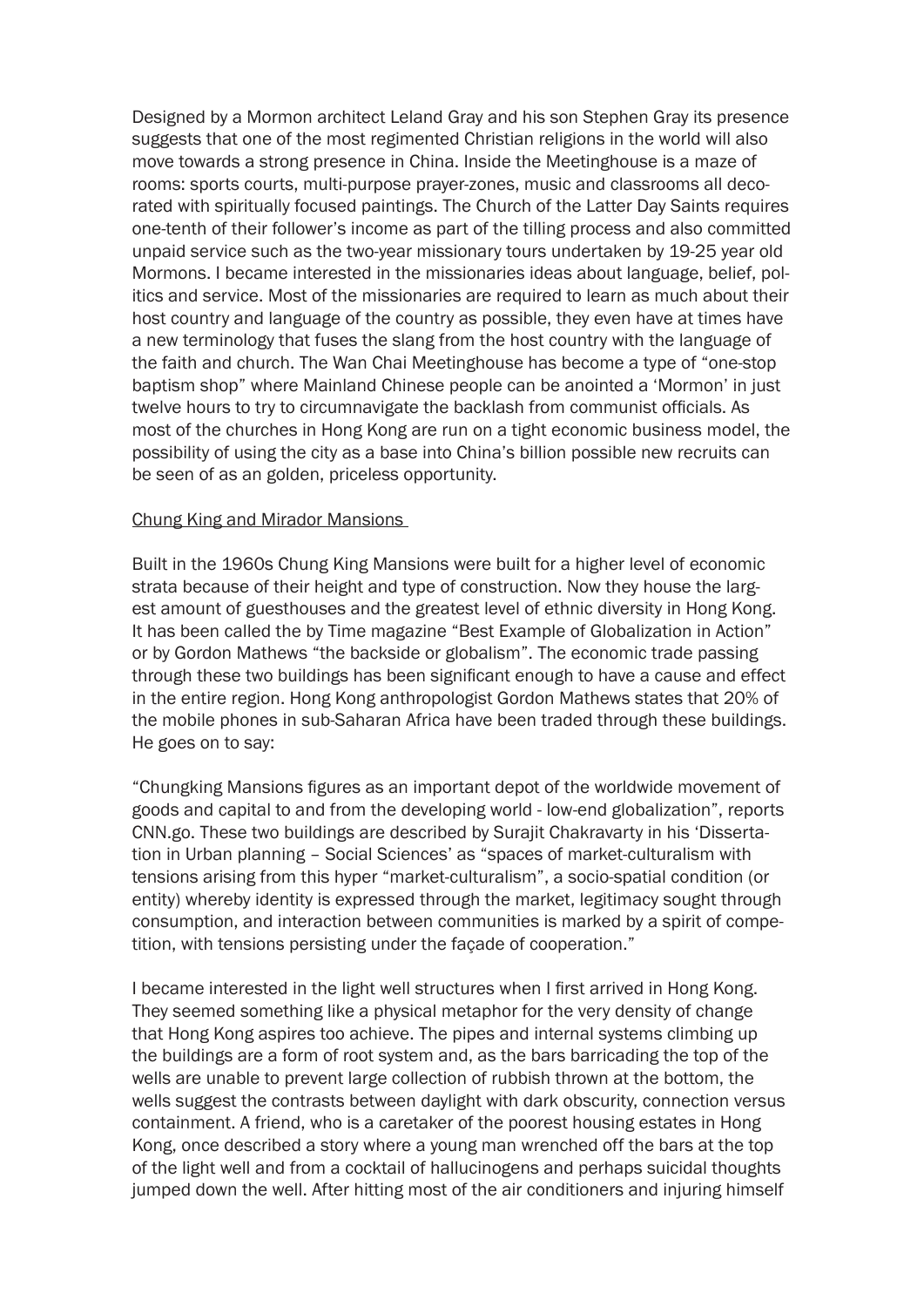Designed by a Mormon architect Leland Gray and his son Stephen Gray its presence suggests that one of the most regimented Christian religions in the world will also move towards a strong presence in China. Inside the Meetinghouse is a maze of rooms: sports courts, multi-purpose prayer-zones, music and classrooms all decorated with spiritually focused paintings. The Church of the Latter Day Saints requires one-tenth of their follower's income as part of the tilling process and also committed unpaid service such as the two-year missionary tours undertaken by 19-25 year old Mormons. I became interested in the missionaries ideas about language, belief, politics and service. Most of the missionaries are required to learn as much about their host country and language of the country as possible, they even have at times have a new terminology that fuses the slang from the host country with the language of the faith and church. The Wan Chai Meetinghouse has become a type of "one-stop baptism shop" where Mainland Chinese people can be anointed a 'Mormon' in just twelve hours to try to circumnavigate the backlash from communist officials. As most of the churches in Hong Kong are run on a tight economic business model, the possibility of using the city as a base into China's billion possible new recruits can be seen of as an golden, priceless opportunity.

<u>Chung King and Mirador Mansions</u>

Built in the 1960s Chung King Mansions were built for a higher level of economic strata because of their height and type of construction. Now they house the largest amount of guesthouses and the greatest level of ethnic diversity in Hong Kong. It has been called the by Time magazine "Best Example of Globalization in Action" or by Gordon Mathews "the backside or globalism". The economic trade passing through these two buildings has been significant enough to have a cause and effect in the entire region. Hong Kong anthropologist Gordon Mathews states that 20% of the mobile phones in sub-Saharan Africa have been traded through these buildings. He goes on to say:

"Chungking Mansions figures as an important depot of the worldwide movement of goods and capital to and from the developing world - low-end globalization", reports CNN.go. These two buildings are described by Surajit Chakravarty in his 'Dissertation in Urban planning – Social Sciences' as "spaces of market-culturalism with tensions arising from this hyper "market-culturalism", a socio-spatial condition (or entity) whereby identity is expressed through the market, legitimacy sought through consumption, and interaction between communities is marked by a spirit of competition, with tensions persisting under the façade of cooperation."

I became interested in the light well structures when I first arrived in Hong Kong. They seemed something like a physical metaphor for the very density of change that Hong Kong aspires too achieve. The pipes and internal systems climbing up the buildings are a form of root system and, as the bars barricading the top of the wells are unable to prevent large collection of rubbish thrown at the bottom, the wells suggest the contrasts between daylight with dark obscurity, connection versus containment. A friend, who is a caretaker of the poorest housing estates in Hong Kong, once described a story where a young man wrenched off the bars at the top of the light well and from a cocktail of hallucinogens and perhaps suicidal thoughts jumped down the well. After hitting most of the air conditioners and injuring himself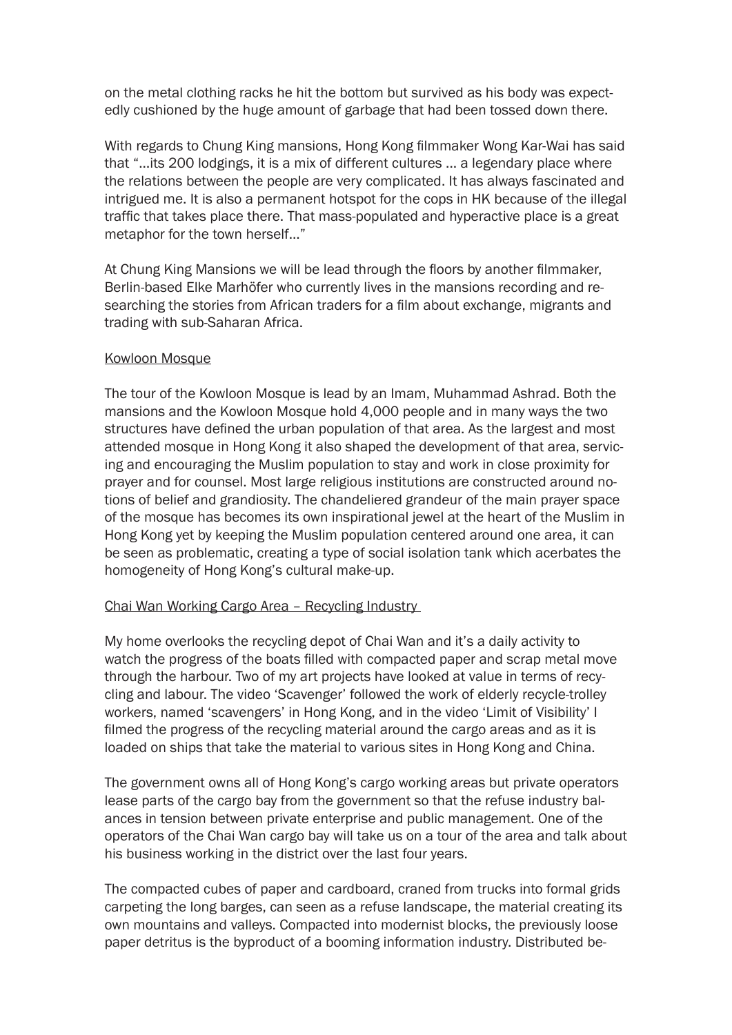on the metal clothing racks he hit the bottom but survived as his body was expectedly cushioned by the huge amount of garbage that had been tossed down there.

With regards to Chung King mansions, Hong Kong filmmaker Wong Kar-Wai has said that "...its 200 lodgings, it is a mix of different cultures ... a legendary place where the relations between the people are very complicated. It has always fascinated and intrigued me. It is also a permanent hotspot for the cops in HK because of the illegal traffic that takes place there. That mass-populated and hyperactive place is a great metaphor for the town herself..."

At Chung King Mansions we will be lead through the floors by another filmmaker, Berlin-based Elke Marhöfer who currently lives in the mansions recording and researching the stories from African traders for a film about exchange, migrants and trading with sub-Saharan Africa.

Kowloon Mosque

The tour of the Kowloon Mosque is lead by an Imam, Muhammad Ashrad. Both the mansions and the Kowloon Mosque hold 4,000 people and in many ways the two structures have defined the urban population of that area. As the largest and most attended mosque in Hong Kong it also shaped the development of that area, servicing and encouraging the Muslim population to stay and work in close proximity for prayer and for counsel. Most large religious institutions are constructed around notions of belief and grandiosity. The chandeliered grandeur of the main prayer space of the mosque has becomes its own inspirational jewel at the heart of the Muslim in Hong Kong yet by keeping the Muslim population centered around one area, it can be seen as problematic, creating a type of social isolation tank which acerbates the homogeneity of Hong Kong's cultural make-up.

Chai Wan Working Cargo Area – Recycling Industry

My home overlooks the recycling depot of Chai Wan and it's a daily activity to watch the progress of the boats filled with compacted paper and scrap metal move through the harbour. Two of my art projects have looked at value in terms of recycling and labour. The video 'Scavenger' followed the work of elderly recycle-trolley workers, named 'scavengers' in Hong Kong, and in the video 'Limit of Visibility' I filmed the progress of the recycling material around the cargo areas and as it is loaded on ships that take the material to various sites in Hong Kong and China.

The government owns all of Hong Kong's cargo working areas but private operators lease parts of the cargo bay from the government so that the refuse industry balances in tension between private enterprise and public management. One of the operators of the Chai Wan cargo bay will take us on a tour of the area and talk about his business working in the district over the last four years.

The compacted cubes of paper and cardboard, craned from trucks into formal grids carpeting the long barges, can seen as a refuse landscape, the material creating its own mountains and valleys. Compacted into modernist blocks, the previously loose paper detritus is the byproduct of a booming information industry. Distributed be-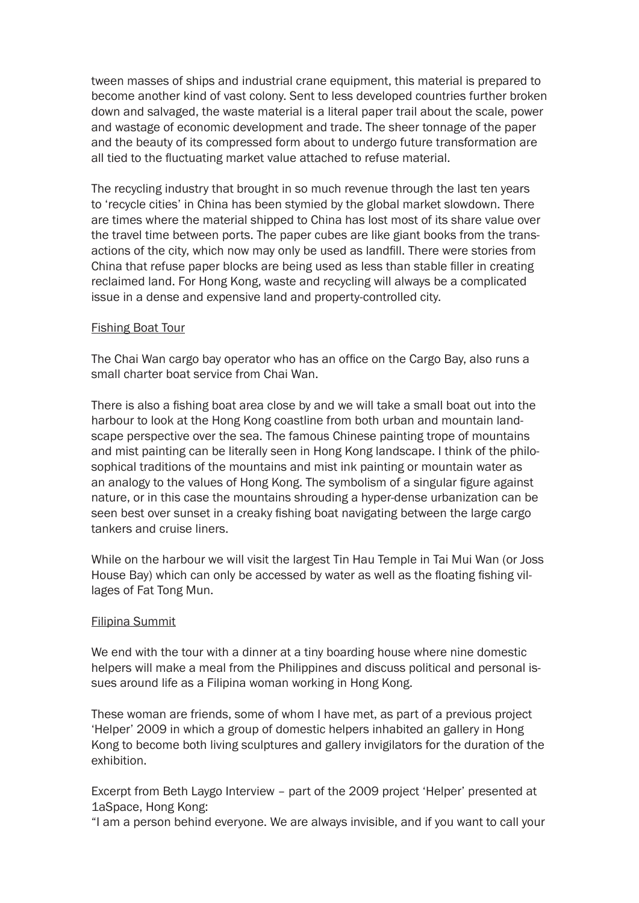tween masses of ships and industrial crane equipment, this material is prepared to become another kind of vast colony. Sent to less developed countries further broken down and salvaged, the waste material is a literal paper trail about the scale, power and wastage of economic development and trade. The sheer tonnage of the paper and the beauty of its compressed form about to undergo future transformation are all tied to the fluctuating market value attached to refuse material.

The recycling industry that brought in so much revenue through the last ten years to 'recycle cities' in China has been stymied by the global market slowdown. There are times where the material shipped to China has lost most of its share value over the travel time between ports. The paper cubes are like giant books from the transactions of the city, which now may only be used as landfill. There were stories from China that refuse paper blocks are being used as less than stable filler in creating reclaimed land. For Hong Kong, waste and recycling will always be a complicated issue in a dense and expensive land and property-controlled city.

<u>Fishing Boat Tour</u>

The Chai Wan cargo bay operator who has an office on the Cargo Bay, also runs a small charter boat service from Chai Wan.

There is also a fishing boat area close by and we will take a small boat out into the harbour to look at the Hong Kong coastline from both urban and mountain landscape perspective over the sea. The famous Chinese painting trope of mountains and mist painting can be literally seen in Hong Kong landscape. I think of the philosophical traditions of the mountains and mist ink painting or mountain water as an analogy to the values of Hong Kong. The symbolism of a singular figure against nature, or in this case the mountains shrouding a hyper-dense urbanization can be seen best over sunset in a creaky fishing boat navigating between the large cargo tankers and cruise liners.

While on the harbour we will visit the largest Tin Hau Temple in Tai Mui Wan (or Joss House Bay) which can only be accessed by water as well as the floating fishing villages of Fat Tong Mun.

<u>Filipina Summit</u>

We end with the tour with a dinner at a tiny boarding house where nine domestic helpers will make a meal from the Philippines and discuss political and personal issues around life as a Filipina woman working in Hong Kong.

These woman are friends, some of whom I have met, as part of a previous project 'Helper' 2009 in which a group of domestic helpers inhabited an gallery in Hong Kong to become both living sculptures and gallery invigilators for the duration of the exhibition.

Excerpt from Beth Laygo Interview – part of the 2009 project 'Helper' presented at 1aSpace, Hong Kong:
"I am a person behind everyone. We are always invisible, and if you want to call your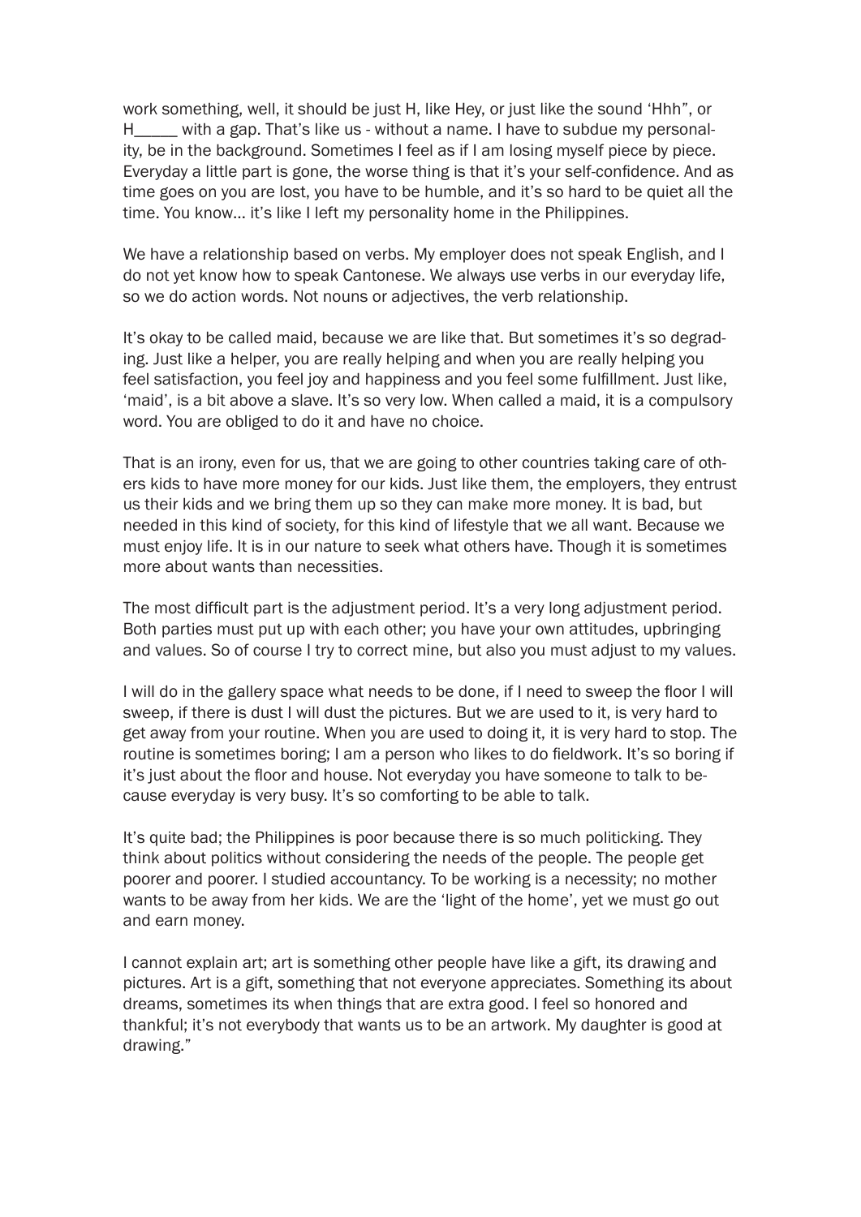work something, well, it should be just H, like Hey, or just like the sound 'Hhh", or H_____ with a gap. That's like us - without a name. I have to subdue my personality, be in the background. Sometimes I feel as if I am losing myself piece by piece. Everyday a little part is gone, the worse thing is that it's your self-confidence. And as time goes on you are lost, you have to be humble, and it's so hard to be quiet all the time. You know... it's like I left my personality home in the Philippines.

We have a relationship based on verbs. My employer does not speak English, and I do not yet know how to speak Cantonese. We always use verbs in our everyday life, so we do action words. Not nouns or adjectives, the verb relationship.

It's okay to be called maid, because we are like that. But sometimes it's so degrading. Just like a helper, you are really helping and when you are really helping you feel satisfaction, you feel joy and happiness and you feel some fulfillment. Just like, 'maid', is a bit above a slave. It's so very low. When called a maid, it is a compulsory word. You are obliged to do it and have no choice.

That is an irony, even for us, that we are going to other countries taking care of others kids to have more money for our kids. Just like them, the employers, they entrust us their kids and we bring them up so they can make more money. It is bad, but needed in this kind of society, for this kind of lifestyle that we all want. Because we must enjoy life. It is in our nature to seek what others have. Though it is sometimes more about wants than necessities.

The most difficult part is the adjustment period. It's a very long adjustment period. Both parties must put up with each other; you have your own attitudes, upbringing and values. So of course I try to correct mine, but also you must adjust to my values.

I will do in the gallery space what needs to be done, if I need to sweep the floor I will sweep, if there is dust I will dust the pictures. But we are used to it, is very hard to get away from your routine. When you are used to doing it, it is very hard to stop. The routine is sometimes boring; I am a person who likes to do fieldwork. It's so boring if it's just about the floor and house. Not everyday you have someone to talk to because everyday is very busy. It's so comforting to be able to talk.

It's quite bad; the Philippines is poor because there is so much politicking. They think about politics without considering the needs of the people. The people get poorer and poorer. I studied accountancy. To be working is a necessity; no mother wants to be away from her kids. We are the 'light of the home', yet we must go out and earn money.

I cannot explain art; art is something other people have like a gift, its drawing and pictures. Art is a gift, something that not everyone appreciates. Something its about dreams, sometimes its when things that are extra good. I feel so honored and thankful; it's not everybody that wants us to be an artwork. My daughter is good at drawing."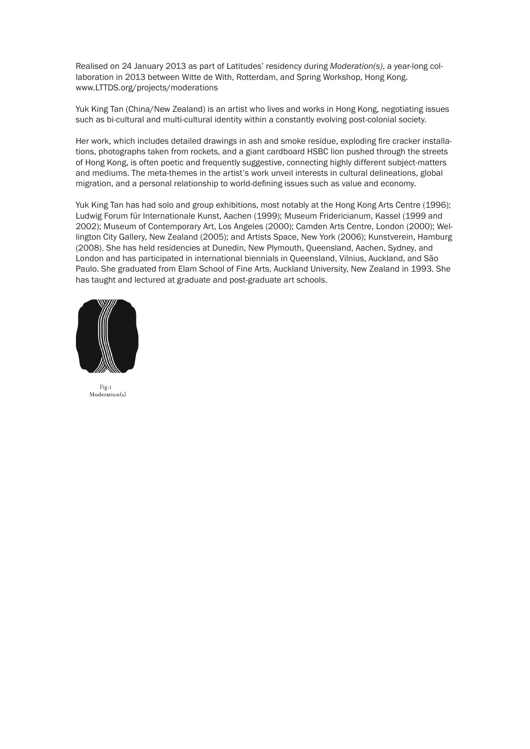Realised on 24 January 2013 as part of Latitudes' residency during *Moderation(s)*, a year-long collaboration in 2013 between Witte de With, Rotterdam, and Spring Workshop, Hong Kong. www.LTTDS.org/projects/moderations

Yuk King Tan (China/New Zealand) is an artist who lives and works in Hong Kong, negotiating issues such as bi-cultural and multi-cultural identity within a constantly evolving post-colonial society.

Her work, which includes detailed drawings in ash and smoke residue, exploding fire cracker installations, photographs taken from rockets, and a giant cardboard HSBC lion pushed through the streets of Hong Kong, is often poetic and frequently suggestive, connecting highly different subject-matters and mediums. The meta-themes in the artist's work unveil interests in cultural delineations, global migration, and a personal relationship to world-defining issues such as value and economy.

Yuk King Tan has had solo and group exhibitions, most notably at the Hong Kong Arts Centre (1996); Ludwig Forum für Internationale Kunst, Aachen (1999); Museum Fridericianum, Kassel (1999 and 2002); Museum of Contemporary Art, Los Angeles (2000); Camden Arts Centre, London (2000); Wellington City Gallery, New Zealand (2005); and Artists Space, New York (2006); Kunstverein, Hamburg (2008). She has held residencies at Dunedin, New Plymouth, Queensland, Aachen, Sydney, and London and has participated in international biennials in Queensland, Vilnius, Auckland, and São Paulo. She graduated from Elam School of Fine Arts, Auckland University, New Zealand in 1993. She has taught and lectured at graduate and post-graduate art schools.

Fig.1
Moderation(s)